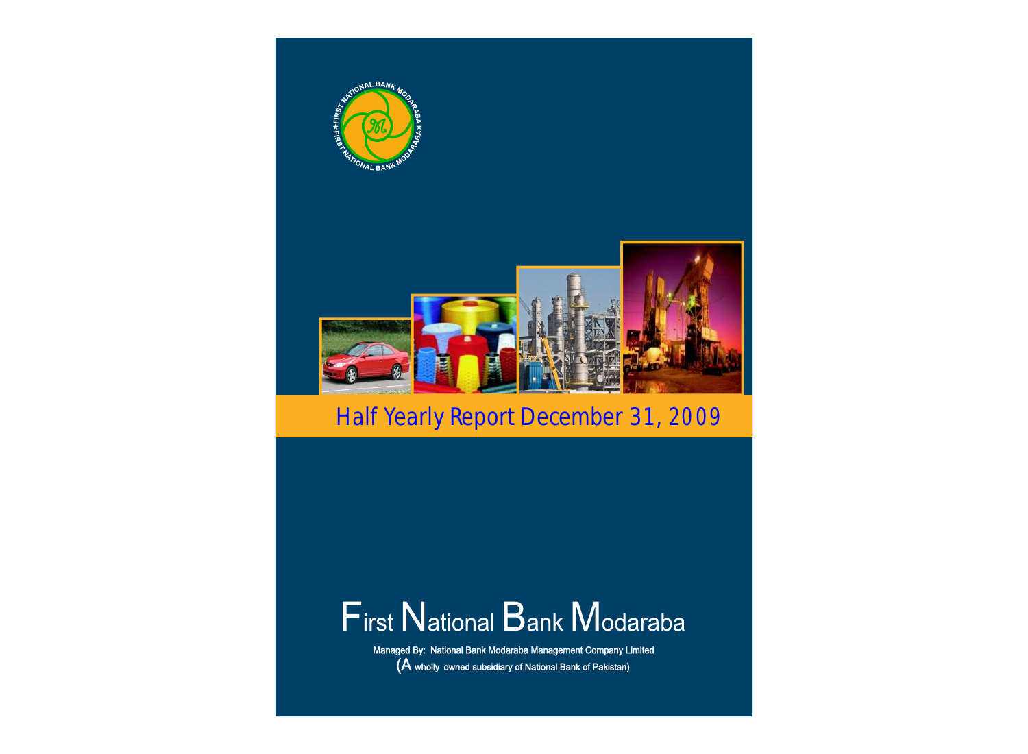# Half Yearly Report December 31, 2009

# First National Bank Modaraba

Managed By: National Bank Modaraba Management Company Limited

(A wholly owned subsidiary of National Bank of Pakistan)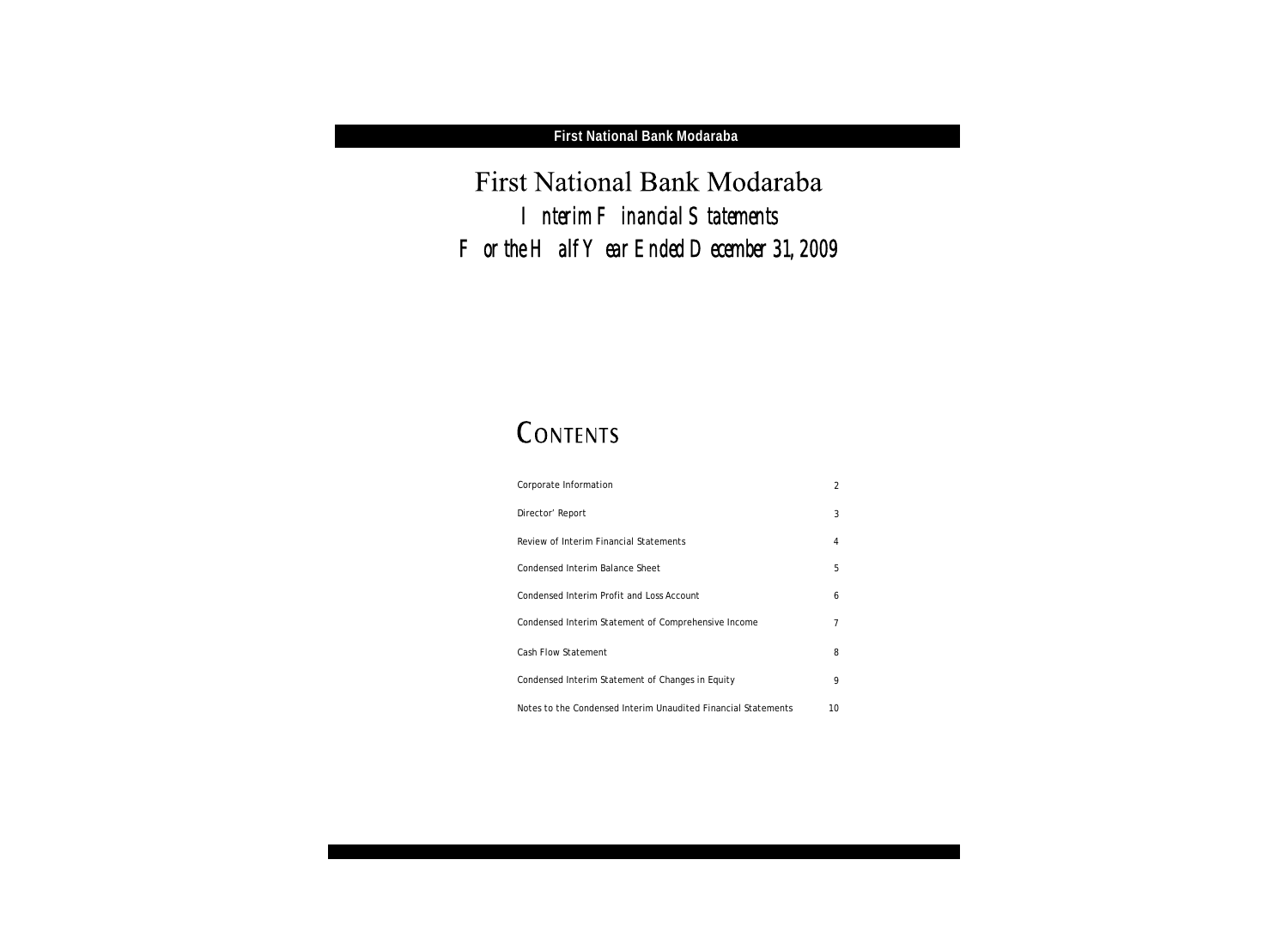# First National Bank Modaraba

## Interim Financial Statements

## For the Half Year Ended December 31, 2009

## CONTENTS

| | |
|---|---|
| Corporate Information | 2 |
| Director' Report | 3 |
| Review of Interim Financial Statements | 4 |
| Condensed Interim Balance Sheet | 5 |
| Condensed Interim Profit and Loss Account | 6 |
| Condensed Interim Statement of Comprehensive Income | 7 |
| Cash Flow Statement | 8 |
| Condensed Interim Statement of Changes in Equity | 9 |
| Notes to the Condensed Interim Unaudited Financial Statements | 10 |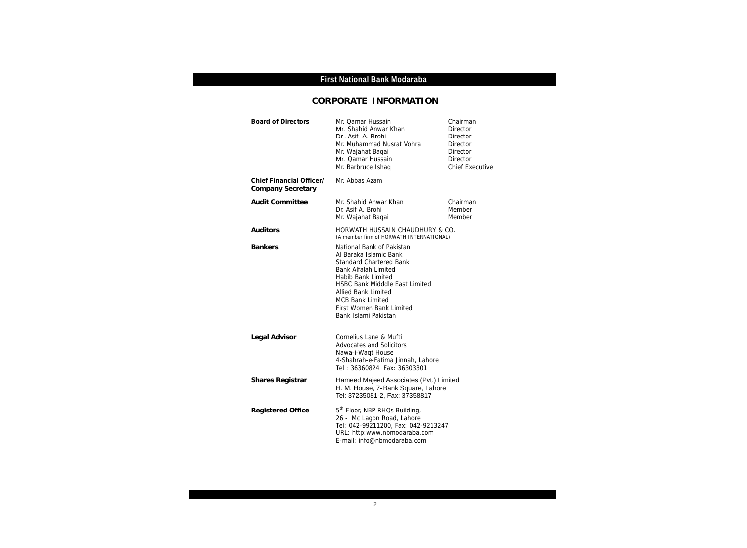## CORPORATE INFORMATION

| | | |
|---|---|---|
| **Board of Directors** | Mr. Qamar Hussain | Chairman |
| | Mr. Shahid Anwar Khan | Director |
| | Dr. Asif A. Brohi | Director |
| | Mr. Muhammad Nusrat Vohra | Director |
| | Mr. Wajahat Baqai | Director |
| | Mr. Qamar Hussain | Director |
| | Mr. Barbruce Ishaq | Chief Executive |
| **Chief Financial Officer/ Company Secretary** | Mr. Abbas Azam | |
| **Audit Committee** | Mr. Shahid Anwar Khan | Chairman |
| | Dr. Asif A. Brohi | Member |
| | Mr. Wajahat Baqai | Member |

**Auditors**

HORWATH HUSSAIN CHAUDHURY & CO.
(A member firm of HORWATH INTERNATIONAL)

**Bankers**

National Bank of Pakistan
Al Baraka Islamic Bank
Standard Chartered Bank
Bank Alfalah Limited
Habib Bank Limited
HSBC Bank Midddle East Limited
Allied Bank Limited
MCB Bank Limited
First Women Bank Limited
Bank Islami Pakistan

**Legal Advisor**

Cornelius Lane & Mufti
Advocates and Solicitors
Nawa-i-Waqt House
4-Shahrah-e-Fatima Jinnah, Lahore
Tel : 36360824 Fax: 36303301

**Shares Registrar**

Hameed Majeed Associates (Pvt.) Limited
H. M. House, 7-Bank Square, Lahore
Tel: 37235081-2, Fax: 37358817

**Registered Office**

5th Floor, NBP RHQs Building,
26 - Mc Lagon Road, Lahore
Tel: 042-99211200, Fax: 042-9213247
URL: http:www.nbmodaraba.com
E-mail: info@nbmodaraba.com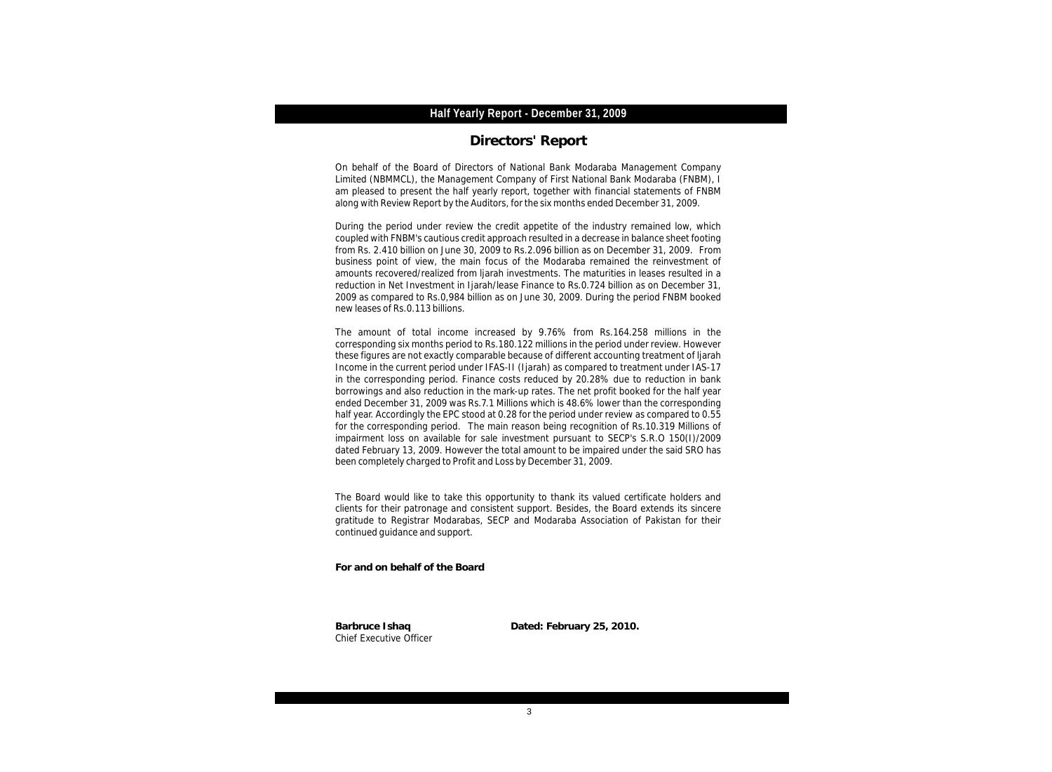## Directors' Report

On behalf of the Board of Directors of National Bank Modaraba Management Company Limited (NBMMCL), the Management Company of First National Bank Modaraba (FNBM), I am pleased to present the half yearly report, together with financial statements of FNBM along with Review Report by the Auditors, for the six months ended December 31, 2009.

During the period under review the credit appetite of the industry remained low, which coupled with FNBM's cautious credit approach resulted in a decrease in balance sheet footing from Rs. 2.410 billion on June 30, 2009 to Rs.2.096 billion as on December 31, 2009. From business point of view, the main focus of the Modaraba remained the reinvestment of amounts recovered/realized from Ijarah investments. The maturities in leases resulted in a reduction in Net Investment in Ijarah/lease Finance to Rs.0.724 billion as on December 31, 2009 as compared to Rs.0,984 billion as on June 30, 2009. During the period FNBM booked new leases of Rs.0.113 billions.

The amount of total income increased by 9.76% from Rs.164.258 millions in the corresponding six months period to Rs.180.122 millions in the period under review. However these figures are not exactly comparable because of different accounting treatment of Ijarah Income in the current period under IFAS-II (Ijarah) as compared to treatment under IAS-17 in the corresponding period. Finance costs reduced by 20.28% due to reduction in bank borrowings and also reduction in the mark-up rates. The net profit booked for the half year ended December 31, 2009 was Rs.7.1 Millions which is 48.6% lower than the corresponding half year. Accordingly the EPC stood at 0.28 for the period under review as compared to 0.55 for the corresponding period. The main reason being recognition of Rs.10.319 Millions of impairment loss on available for sale investment pursuant to SECP's S.R.O 150(I)/2009 dated February 13, 2009. However the total amount to be impaired under the said SRO has been completely charged to Profit and Loss by December 31, 2009.

The Board would like to take this opportunity to thank its valued certificate holders and clients for their patronage and consistent support. Besides, the Board extends its sincere gratitude to Registrar Modarabas, SECP and Modaraba Association of Pakistan for their continued guidance and support.

**For and on behalf of the Board**

**Barbruce Ishaq**
Chief Executive Officer

**Dated: February 25, 2010.**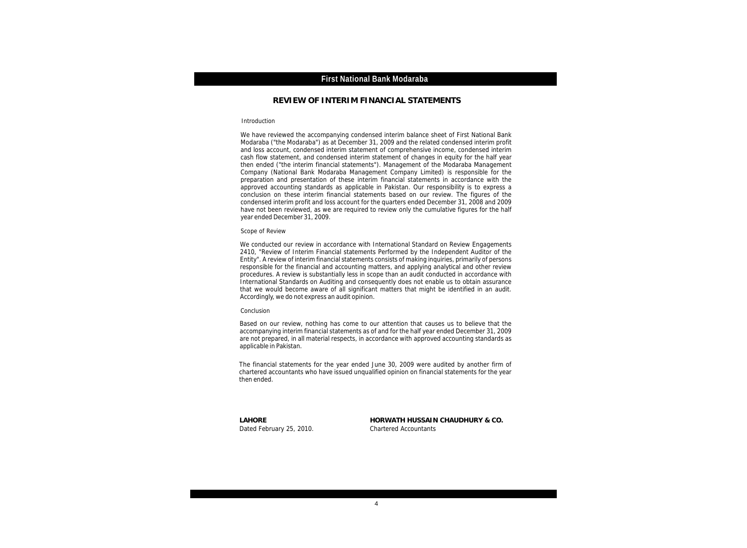# REVIEW OF INTERIM FINANCIAL STATEMENTS

### Introduction

We have reviewed the accompanying condensed interim balance sheet of First National Bank Modaraba ("the Modaraba") as at December 31, 2009 and the related condensed interim profit and loss account, condensed interim statement of comprehensive income, condensed interim cash flow statement, and condensed interim statement of changes in equity for the half year then ended ("the interim financial statements"). Management of the Modaraba Management Company (National Bank Modaraba Management Company Limited) is responsible for the preparation and presentation of these interim financial statements in accordance with the approved accounting standards as applicable in Pakistan. Our responsibility is to express a conclusion on these interim financial statements based on our review. The figures of the condensed interim profit and loss account for the quarters ended December 31, 2008 and 2009 have not been reviewed, as we are required to review only the cumulative figures for the half year ended December 31, 2009.

### Scope of Review

We conducted our review in accordance with International Standard on Review Engagements 2410, "Review of Interim Financial statements Performed by the Independent Auditor of the Entity". A review of interim financial statements consists of making inquiries, primarily of persons responsible for the financial and accounting matters, and applying analytical and other review procedures. A review is substantially less in scope than an audit conducted in accordance with International Standards on Auditing and consequently does not enable us to obtain assurance that we would become aware of all significant matters that might be identified in an audit. Accordingly, we do not express an audit opinion.

### Conclusion

Based on our review, nothing has come to our attention that causes us to believe that the accompanying interim financial statements as of and for the half year ended December 31, 2009 are not prepared, in all material respects, in accordance with approved accounting standards as applicable in Pakistan.

The financial statements for the year ended June 30, 2009 were audited by another firm of chartered accountants who have issued unqualified opinion on financial statements for the year then ended.

**LAHORE**
Dated February 25, 2010.

**HORWATH HUSSAIN CHAUDHURY & CO.**
Chartered Accountants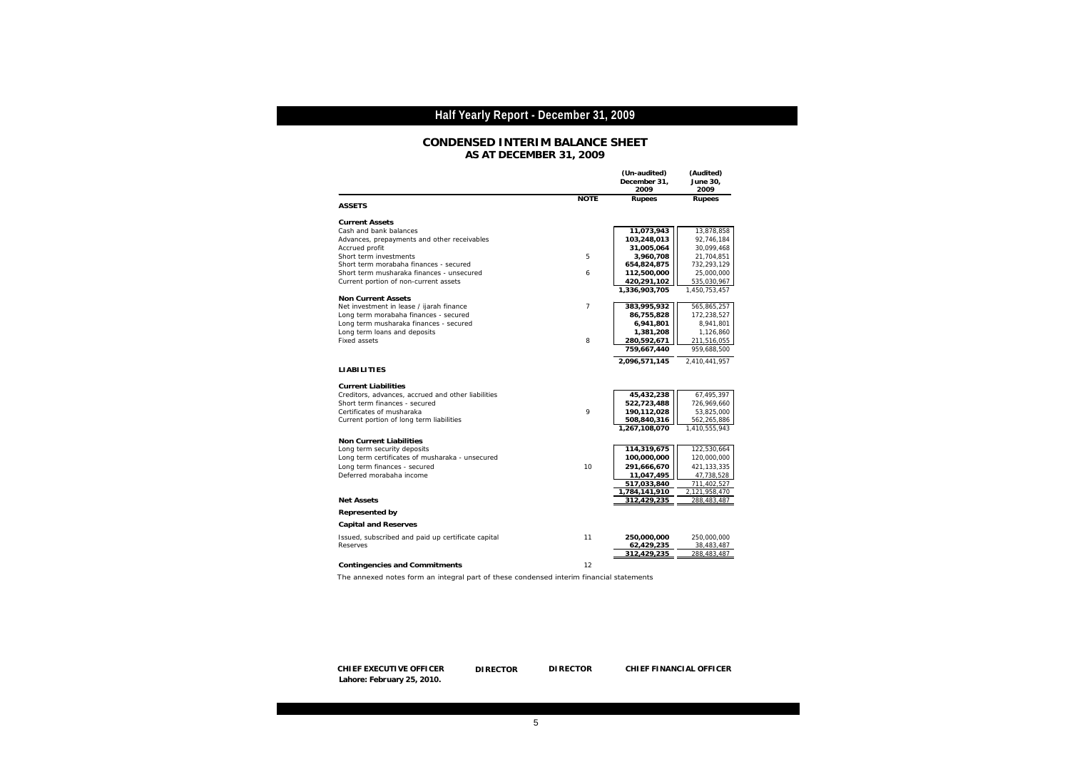## CONDENSED INTERIM BALANCE SHEET
### AS AT DECEMBER 31, 2009

| | NOTE | (Un-audited) December 31, 2009 Rupees | (Audited) June 30, 2009 Rupees |
|---|---|---|---|
| **ASSETS** | | | |
| **Current Assets** | | | |
| Cash and bank balances | | **11,073,943** | 13,878,858 |
| Advances, prepayments and other receivables | | **103,248,013** | 92,746,184 |
| Accrued profit | | **31,005,064** | 30,099,468 |
| Short term investments | 5 | **3,960,708** | 21,704,851 |
| Short term morabaha finances - secured | | **654,824,875** | 732,293,129 |
| Short term musharaka finances - unsecured | 6 | **112,500,000** | 25,000,000 |
| Current portion of non-current assets | | **420,291,102** | 535,030,967 |
| | | **1,336,903,705** | 1,450,753,457 |
| **Non Current Assets** | | | |
| Net investment in lease / ijarah finance | 7 | **383,995,932** | 565,865,257 |
| Long term morabaha finances - secured | | **86,755,828** | 172,238,527 |
| Long term musharaka finances - secured | | **6,941,801** | 8,941,801 |
| Long term loans and deposits | | **1,381,208** | 1,126,860 |
| Fixed assets | 8 | **280,592,671** | 211,516,055 |
| | | **759,667,440** | 959,688,500 |
| | | **2,096,571,145** | 2,410,441,957 |
| **LIABILITIES** | | | |
| **Current Liabilities** | | | |
| Creditors, advances, accrued and other liabilities | | **45,432,238** | 67,495,397 |
| Short term finances - secured | | **522,723,488** | 726,969,660 |
| Certificates of musharaka | 9 | **190,112,028** | 53,825,000 |
| Current portion of long term liabilities | | **508,840,316** | 562,265,886 |
| | | **1,267,108,070** | 1,410,555,943 |
| **Non Current Liabilities** | | | |
| Long term security deposits | | **114,319,675** | 122,530,664 |
| Long term certificates of musharaka - unsecured | | **100,000,000** | 120,000,000 |
| Long term finances - secured | 10 | **291,666,670** | 421,133,335 |
| Deferred morabaha income | | **11,047,495** | 47,738,528 |
| | | **517,033,840** | 711,402,527 |
| | | **1,784,141,910** | 2,121,958,470 |
| **Net Assets** | | **312,429,235** | 288,483,487 |
| **Represented by** | | | |
| **Capital and Reserves** | | | |
| Issued, subscribed and paid up certificate capital | 11 | **250,000,000** | 250,000,000 |
| Reserves | | **62,429,235** | 38,483,487 |
| | | **312,429,235** | 288,483,487 |
| **Contingencies and Commitments** | 12 | | |

The annexed notes form an integral part of these condensed interim financial statements

**CHIEF EXECUTIVE OFFICER** **DIRECTOR** **DIRECTOR** **CHIEF FINANCIAL OFFICER**

**Lahore: February 25, 2010.**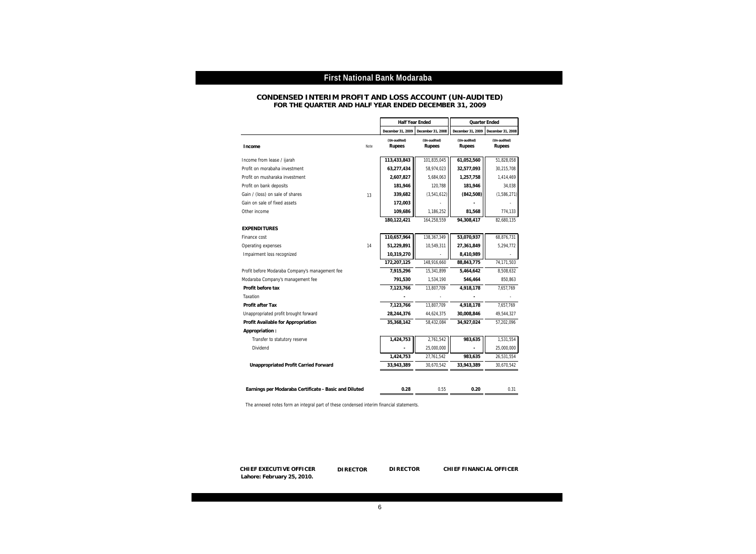# First National Bank Modaraba

## CONDENSED INTERIM PROFIT AND LOSS ACCOUNT (UN-AUDITED)
### FOR THE QUARTER AND HALF YEAR ENDED DECEMBER 31, 2009

| | | Half Year Ended | | Quarter Ended | |
|---|---|---|---|---|---|
| | | December 31, 2009 | December 31, 2008 | December 31, 2009 | December 31, 2008 |
| | | (Un-audited) | (Un-audited) | (Un-audited) | (Un-audited) |
| **Income** | Note | **Rupees** | **Rupees** | **Rupees** | **Rupees** |
| Income from lease / ijarah | | **113,433,843** | 101,835,045 | **61,052,560** | 51,828,058 |
| Profit on morabaha investment | | **63,277,434** | 58,974,023 | **32,577,093** | 30,215,708 |
| Profit on musharaka investment | | **2,607,827** | 5,684,063 | **1,257,758** | 1,414,469 |
| Profit on bank deposits | | **181,946** | 120,788 | **181,946** | 34,038 |
| Gain / (loss) on sale of shares | 13 | **339,682** | (3,541,612) | **(842,508)** | (1,586,271) |
| Gain on sale of fixed assets | | **172,003** | - | **-** | - |
| Other income | | **109,686** | 1,186,252 | **81,568** | 774,133 |
| | | **180,122,421** | 164,258,559 | **94,308,417** | 82,680,135 |
| **EXPENDITURES** | | | | | |
| Finance cost | | **110,657,964** | 138,367,349 | **53,070,937** | 68,876,731 |
| Operating expenses | 14 | **51,229,891** | 10,549,311 | **27,361,849** | 5,294,772 |
| Impairment loss recognized | | **10,319,270** | - | **8,410,989** | - |
| | | **172,207,125** | 148,916,660 | **88,843,775** | 74,171,503 |
| Profit before Modaraba Company's management fee | | **7,915,296** | 15,341,899 | **5,464,642** | 8,508,632 |
| Modaraba Company's management fee | | **791,530** | 1,534,190 | **546,464** | 850,863 |
| **Profit before tax** | | **7,123,766** | 13,807,709 | **4,918,178** | 7,657,769 |
| Taxation | | **-** | - | **-** | - |
| **Profit after Tax** | | **7,123,766** | 13,807,709 | **4,918,178** | 7,657,769 |
| Unappropriated profit brought forward | | **28,244,376** | 44,624,375 | **30,008,846** | 49,544,327 |
| **Profit Available for Appropriation** | | **35,368,142** | 58,432,084 | **34,927,024** | 57,202,096 |
| **Appropriation :** | | | | | |
| Transfer to statutory reserve | | **1,424,753** | 2,761,542 | **983,635** | 1,531,554 |
| Dividend | | **-** | 25,000,000 | **-** | 25,000,000 |
| | | **1,424,753** | 27,761,542 | **983,635** | 26,531,554 |
| **Unappropriated Profit Carried Forward** | | **33,943,389** | 30,670,542 | **33,943,389** | 30,670,542 |
| **Earnings per Modaraba Certificate - Basic and Diluted** | | **0.28** | 0.55 | **0.20** | 0.31 |

The annexed notes form an integral part of these condensed interim financial statements.

**CHIEF EXECUTIVE OFFICER** **DIRECTOR** **DIRECTOR** **CHIEF FINANCIAL OFFICER**

**Lahore: February 25, 2010.**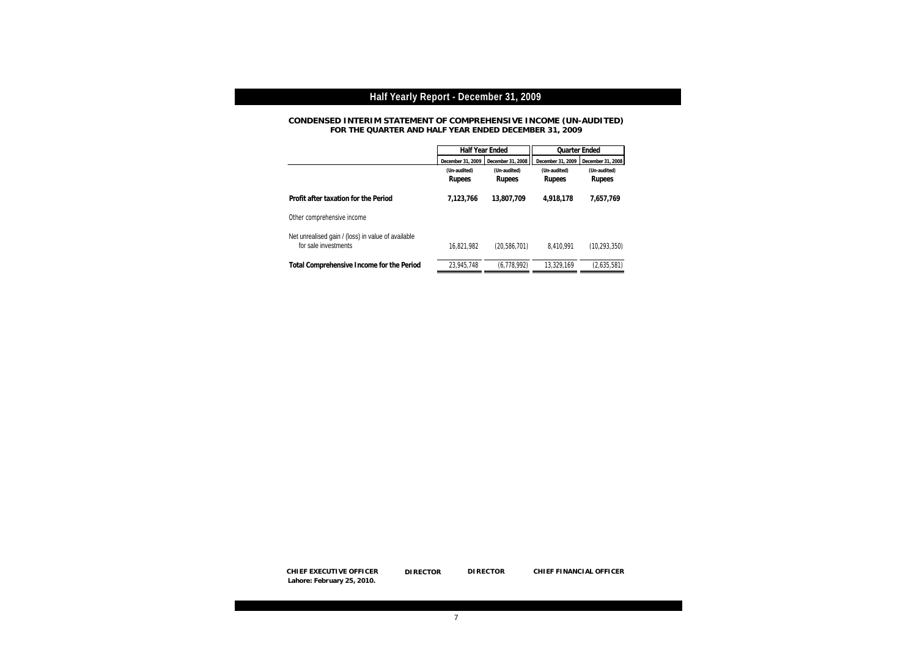## CONDENSED INTERIM STATEMENT OF COMPREHENSIVE INCOME (UN-AUDITED)
## FOR THE QUARTER AND HALF YEAR ENDED DECEMBER 31, 2009

| | Half Year Ended | | Quarter Ended | |
|---|---|---|---|---|
| | December 31, 2009 | December 31, 2008 | December 31, 2009 | December 31, 2008 |
| | (Un-audited) | (Un-audited) | (Un-audited) | (Un-audited) |
| | **Rupees** | **Rupees** | **Rupees** | **Rupees** |
| **Profit after taxation for the Period** | **7,123,766** | **13,807,709** | **4,918,178** | **7,657,769** |
| Other comprehensive income | | | | |
| Net unrealised gain / (loss) in value of available for sale investments | 16,821,982 | (20,586,701) | 8,410,991 | (10,293,350) |
| **Total Comprehensive Income for the Period** | 23,945,748 | (6,778,992) | 13,329,169 | (2,635,581) |

**CHIEF EXECUTIVE OFFICER** **DIRECTOR** **DIRECTOR** **CHIEF FINANCIAL OFFICER**

**Lahore: February 25, 2010.**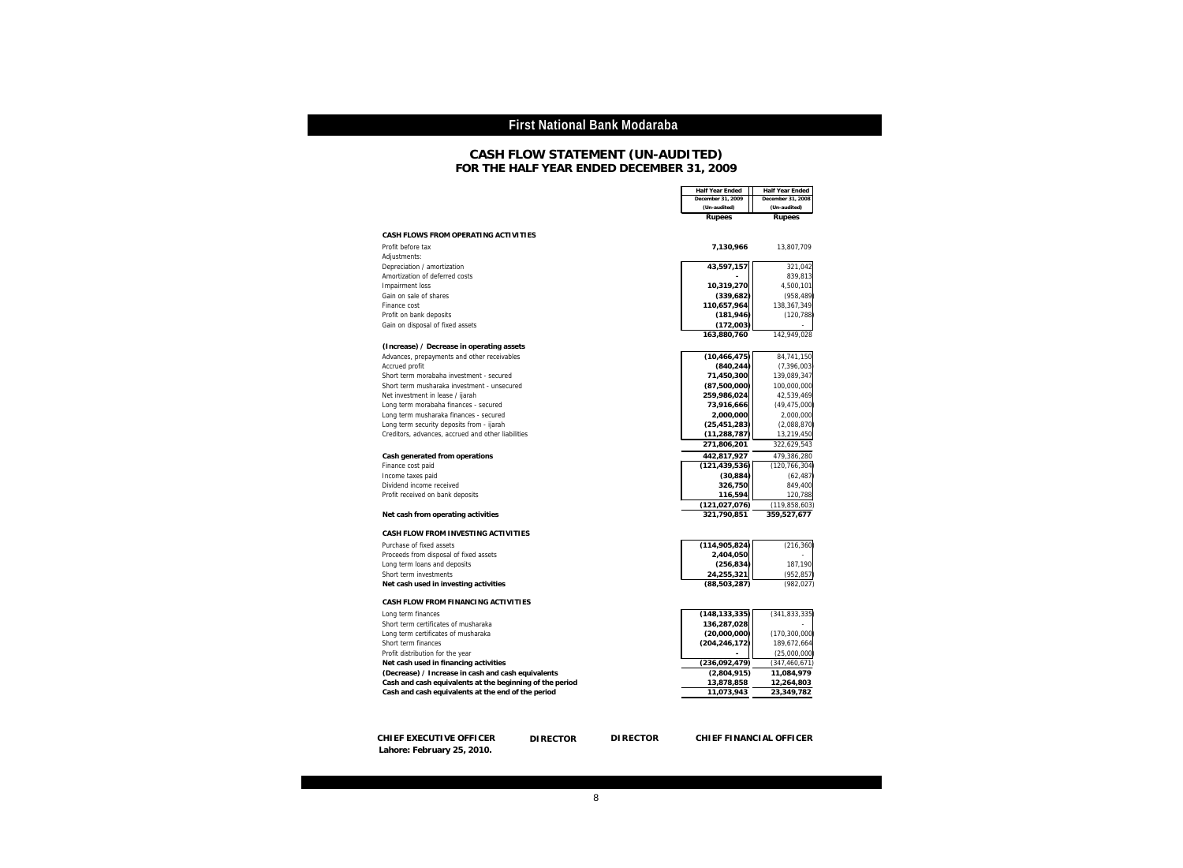## First National Bank Modaraba

### CASH FLOW STATEMENT (UN-AUDITED)
### FOR THE HALF YEAR ENDED DECEMBER 31, 2009

| | Half Year Ended December 31, 2009 (Un-audited) | Half Year Ended December 31, 2008 (Un-audited) |
|---|---|---|
| | Rupees | Rupees |
| **CASH FLOWS FROM OPERATING ACTIVITIES** | | |
| Profit before tax | **7,130,966** | 13,807,709 |
| Adjustments: | | |
| Depreciation / amortization | **43,597,157** | 321,042 |
| Amortization of deferred costs | **-** | 839,813 |
| Impairment loss | **10,319,270** | 4,500,101 |
| Gain on sale of shares | **(339,682)** | (958,489) |
| Finance cost | **110,657,964** | 138,367,349 |
| Profit on bank deposits | **(181,946)** | (120,788) |
| Gain on disposal of fixed assets | **(172,003)** | - |
| | **163,880,760** | 142,949,028 |
| **(Increase) / Decrease in operating assets** | | |
| Advances, prepayments and other receivables | **(10,466,475)** | 84,741,150 |
| Accrued profit | **(840,244)** | (7,396,003) |
| Short term morabaha investment - secured | **71,450,300** | 139,089,347 |
| Short term musharaka investment - unsecured | **(87,500,000)** | 100,000,000 |
| Net investment in lease / ijarah | **259,986,024** | 42,539,469 |
| Long term morabaha finances - secured | **73,916,666** | (49,475,000) |
| Long term musharaka finances - secured | **2,000,000** | 2,000,000 |
| Long term security deposits from - ijarah | **(25,451,283)** | (2,088,870) |
| Creditors, advances, accrued and other liabilities | **(11,288,787)** | 13,219,450 |
| | **271,806,201** | 322,629,543 |
| **Cash generated from operations** | **442,817,927** | 479,386,280 |
| Finance cost paid | **(121,439,536)** | (120,766,304) |
| Income taxes paid | **(30,884)** | (62,487) |
| Dividend income received | **326,750** | 849,400 |
| Profit received on bank deposits | **116,594** | 120,788 |
| | **(121,027,076)** | (119,858,603) |
| **Net cash from operating activities** | **321,790,851** | **359,527,677** |
| **CASH FLOW FROM INVESTING ACTIVITIES** | | |
| Purchase of fixed assets | **(114,905,824)** | (216,360) |
| Proceeds from disposal of fixed assets | **2,404,050** | - |
| Long term loans and deposits | **(256,834)** | 187,190 |
| Short term investments | **24,255,321** | (952,857) |
| **Net cash used in investing activities** | **(88,503,287)** | (982,027) |
| **CASH FLOW FROM FINANCING ACTIVITIES** | | |
| Long term finances | **(148,133,335)** | (341,833,335) |
| Short term certificates of musharaka | **136,287,028** | - |
| Long term certificates of musharaka | **(20,000,000)** | (170,300,000) |
| Short term finances | **(204,246,172)** | 189,672,664 |
| Profit distribution for the year | **-** | (25,000,000) |
| **Net cash used in financing activities** | **(236,092,479)** | (347,460,671) |
| **(Decrease) / Increase in cash and cash equivalents** | **(2,804,915)** | **11,084,979** |
| **Cash and cash equivalents at the beginning of the period** | **13,878,858** | **12,264,803** |
| **Cash and cash equivalents at the end of the period** | **11,073,943** | **23,349,782** |

**CHIEF EXECUTIVE OFFICER** &nbsp;&nbsp; **DIRECTOR** &nbsp;&nbsp; **DIRECTOR** &nbsp;&nbsp; **CHIEF FINANCIAL OFFICER**

**Lahore: February 25, 2010.**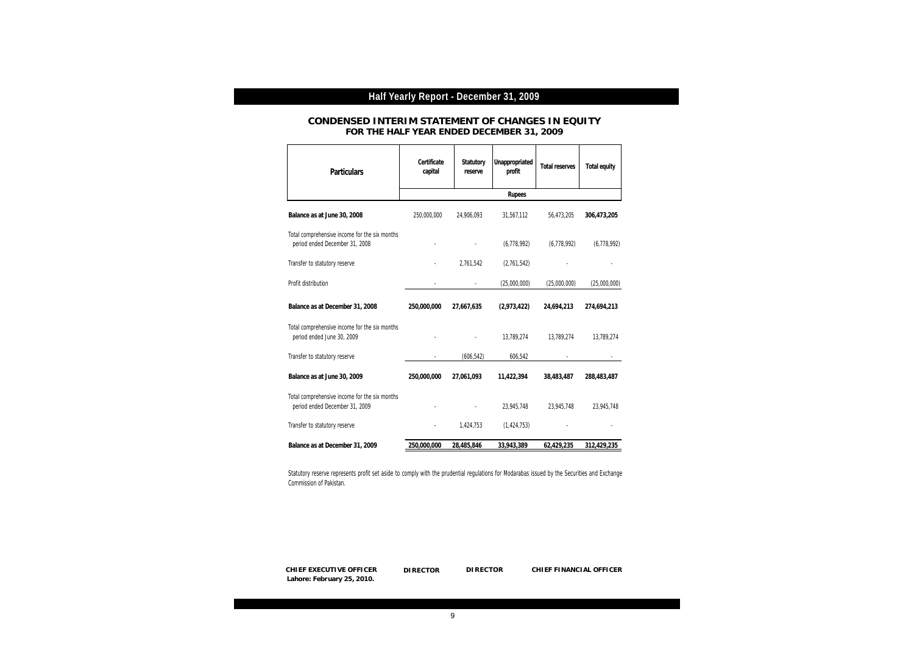## CONDENSED INTERIM STATEMENT OF CHANGES IN EQUITY
### FOR THE HALF YEAR ENDED DECEMBER 31, 2009

| Particulars | Certificate capital | Statutory reserve | Unappropriated profit | Total reserves | Total equity |
|---|---|---|---|---|---|
| | | | Rupees | | |
| **Balance as at June 30, 2008** | 250,000,000 | 24,906,093 | 31,567,112 | 56,473,205 | **306,473,205** |
| Total comprehensive income for the six months period ended December 31, 2008 | - | - | (6,778,992) | (6,778,992) | (6,778,992) |
| Transfer to statutory reserve | - | 2,761,542 | (2,761,542) | - | - |
| Profit distribution | - | - | (25,000,000) | (25,000,000) | (25,000,000) |
| **Balance as at December 31, 2008** | **250,000,000** | **27,667,635** | **(2,973,422)** | **24,694,213** | **274,694,213** |
| Total comprehensive income for the six months period ended June 30, 2009 | - | - | 13,789,274 | 13,789,274 | 13,789,274 |
| Transfer to statutory reserve | - | (606,542) | 606,542 | - | - |
| **Balance as at June 30, 2009** | **250,000,000** | **27,061,093** | **11,422,394** | **38,483,487** | **288,483,487** |
| Total comprehensive income for the six months period ended December 31, 2009 | - | - | 23,945,748 | 23,945,748 | 23,945,748 |
| Transfer to statutory reserve | - | 1,424,753 | (1,424,753) | - | - |
| **Balance as at December 31, 2009** | **250,000,000** | **28,485,846** | **33,943,389** | **62,429,235** | **312,429,235** |

Statutory reserve represents profit set aside to comply with the prudential regulations for Modarabas issued by the Securities and Exchange Commission of Pakistan.

**CHIEF EXECUTIVE OFFICER** **DIRECTOR** **DIRECTOR** **CHIEF FINANCIAL OFFICER**

**Lahore: February 25, 2010.**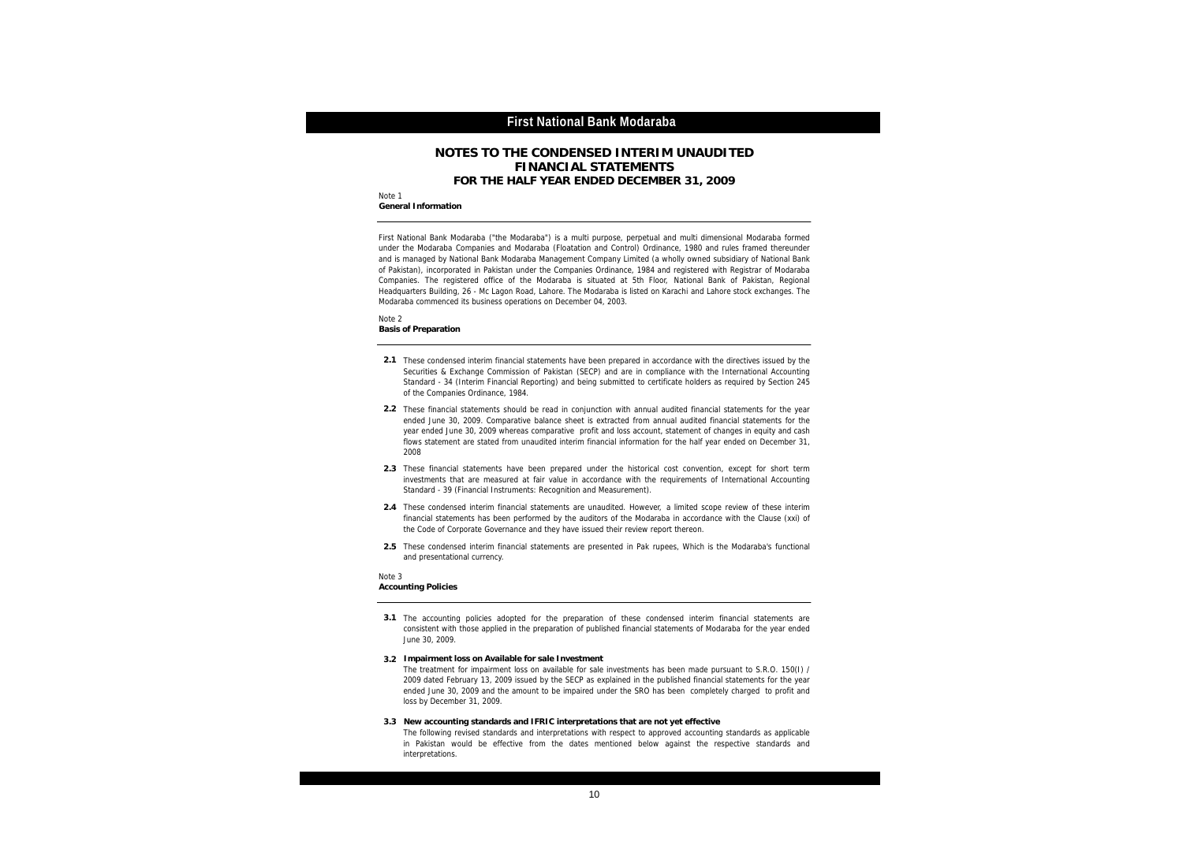# NOTES TO THE CONDENSED INTERIM UNAUDITED FINANCIAL STATEMENTS
## FOR THE HALF YEAR ENDED DECEMBER 31, 2009

Note 1
**General Information**

First National Bank Modaraba ("the Modaraba") is a multi purpose, perpetual and multi dimensional Modaraba formed under the Modaraba Companies and Modaraba (Floatation and Control) Ordinance, 1980 and rules framed thereunder and is managed by National Bank Modaraba Management Company Limited (a wholly owned subsidiary of National Bank of Pakistan), incorporated in Pakistan under the Companies Ordinance, 1984 and registered with Registrar of Modaraba Companies. The registered office of the Modaraba is situated at 5th Floor, National Bank of Pakistan, Regional Headquarters Building, 26 - Mc Lagon Road, Lahore. The Modaraba is listed on Karachi and Lahore stock exchanges. The Modaraba commenced its business operations on December 04, 2003.

Note 2
**Basis of Preparation**

**2.1** These condensed interim financial statements have been prepared in accordance with the directives issued by the Securities & Exchange Commission of Pakistan (SECP) and are in compliance with the International Accounting Standard - 34 (Interim Financial Reporting) and being submitted to certificate holders as required by Section 245 of the Companies Ordinance, 1984.

**2.2** These financial statements should be read in conjunction with annual audited financial statements for the year ended June 30, 2009. Comparative balance sheet is extracted from annual audited financial statements for the year ended June 30, 2009 whereas comparative profit and loss account, statement of changes in equity and cash flows statement are stated from unaudited interim financial information for the half year ended on December 31, 2008

**2.3** These financial statements have been prepared under the historical cost convention, except for short term investments that are measured at fair value in accordance with the requirements of International Accounting Standard - 39 (Financial Instruments: Recognition and Measurement).

**2.4** These condensed interim financial statements are unaudited. However, a limited scope review of these interim financial statements has been performed by the auditors of the Modaraba in accordance with the Clause (xxi) of the Code of Corporate Governance and they have issued their review report thereon.

**2.5** These condensed interim financial statements are presented in Pak rupees, Which is the Modaraba's functional and presentational currency.

Note 3
**Accounting Policies**

**3.1** The accounting policies adopted for the preparation of these condensed interim financial statements are consistent with those applied in the preparation of published financial statements of Modaraba for the year ended June 30, 2009.

**3.2 Impairment loss on Available for sale Investment**

The treatment for impairment loss on available for sale investments has been made pursuant to S.R.O. 150(I) / 2009 dated February 13, 2009 issued by the SECP as explained in the published financial statements for the year ended June 30, 2009 and the amount to be impaired under the SRO has been completely charged to profit and loss by December 31, 2009.

**3.3 New accounting standards and IFRIC interpretations that are not yet effective**

The following revised standards and interpretations with respect to approved accounting standards as applicable in Pakistan would be effective from the dates mentioned below against the respective standards and interpretations.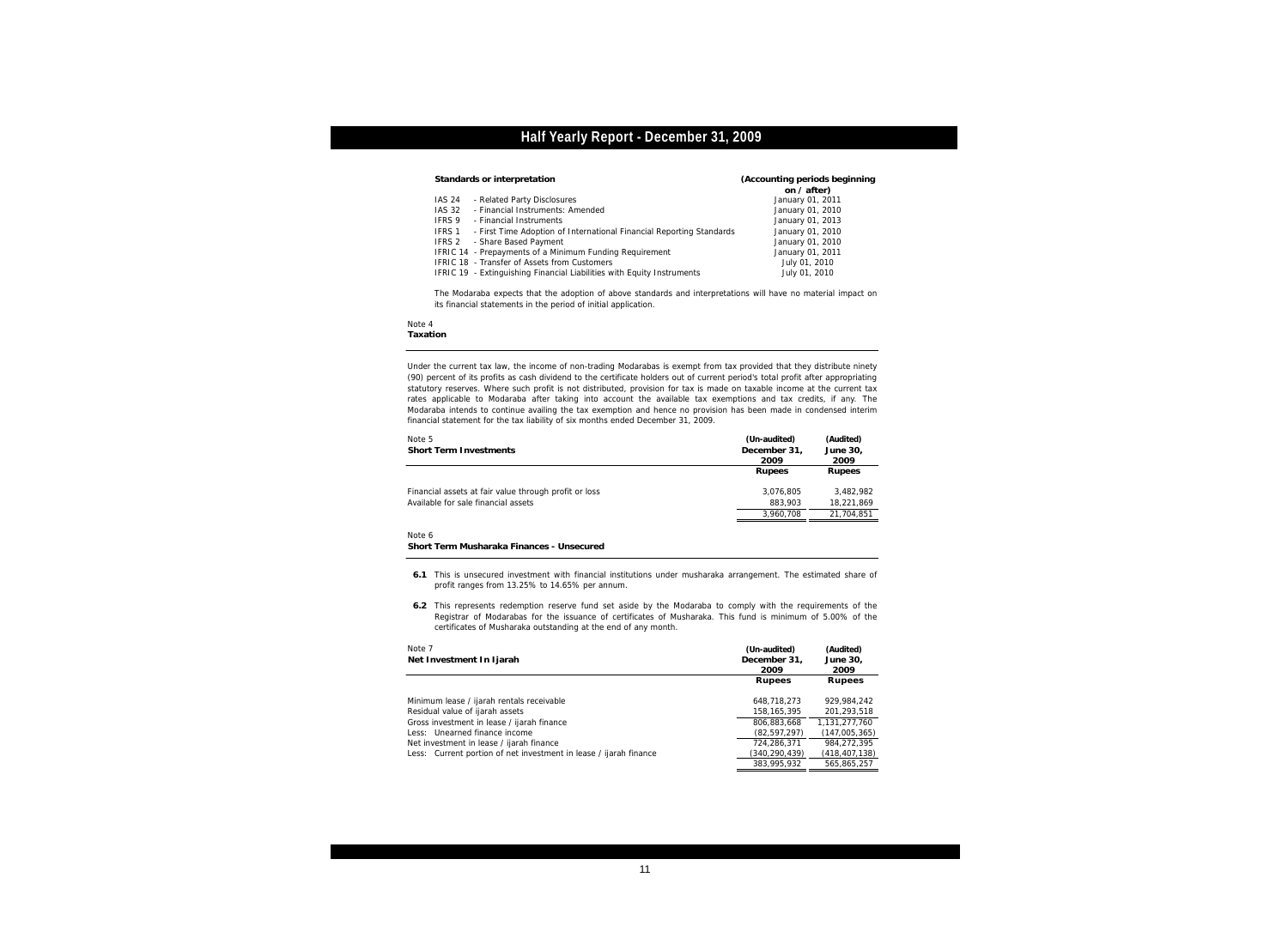| Standards or interpretation | (Accounting periods beginning on / after) |
|---|---|
| IAS 24 - Related Party Disclosures | January 01, 2011 |
| IAS 32 - Financial Instruments: Amended | January 01, 2010 |
| IFRS 9 - Financial Instruments | January 01, 2013 |
| IFRS 1 - First Time Adoption of International Financial Reporting Standards | January 01, 2010 |
| IFRS 2 - Share Based Payment | January 01, 2010 |
| IFRIC 14 - Prepayments of a Minimum Funding Requirement | January 01, 2011 |
| IFRIC 18 - Transfer of Assets from Customers | July 01, 2010 |
| IFRIC 19 - Extinguishing Financial Liabilities with Equity Instruments | July 01, 2010 |

The Modaraba expects that the adoption of above standards and interpretations will have no material impact on its financial statements in the period of initial application.

Note 4
**Taxation**

Under the current tax law, the income of non-trading Modarabas is exempt from tax provided that they distribute ninety (90) percent of its profits as cash dividend to the certificate holders out of current period's total profit after appropriating statutory reserves. Where such profit is not distributed, provision for tax is made on taxable income at the current tax rates applicable to Modaraba after taking into account the available tax exemptions and tax credits, if any. The Modaraba intends to continue availing the tax exemption and hence no provision has been made in condensed interim financial statement for the tax liability of six months ended December 31, 2009.

Note 5
**Short Term Investments**

| | (Un-audited) December 31, 2009 | (Audited) June 30, 2009 |
|---|---|---|
| | **Rupees** | **Rupees** |
| Financial assets at fair value through profit or loss | 3,076,805 | 3,482,982 |
| Available for sale financial assets | 883,903 | 18,221,869 |
| | 3,960,708 | 21,704,851 |

Note 6
**Short Term Musharaka Finances - Unsecured**

**6.1** This is unsecured investment with financial institutions under musharaka arrangement. The estimated share of profit ranges from 13.25% to 14.65% per annum.

**6.2** This represents redemption reserve fund set aside by the Modaraba to comply with the requirements of the Registrar of Modarabas for the issuance of certificates of Musharaka. This fund is minimum of 5.00% of the certificates of Musharaka outstanding at the end of any month.

Note 7
**Net Investment In Ijarah**

| | (Un-audited) December 31, 2009 | (Audited) June 30, 2009 |
|---|---|---|
| | **Rupees** | **Rupees** |
| Minimum lease / ijarah rentals receivable | 648,718,273 | 929,984,242 |
| Residual value of ijarah assets | 158,165,395 | 201,293,518 |
| Gross investment in lease / ijarah finance | 806,883,668 | 1,131,277,760 |
| Less: Unearned finance income | (82,597,297) | (147,005,365) |
| Net investment in lease / ijarah finance | 724,286,371 | 984,272,395 |
| Less: Current portion of net investment in lease / ijarah finance | (340,290,439) | (418,407,138) |
| | 383,995,932 | 565,865,257 |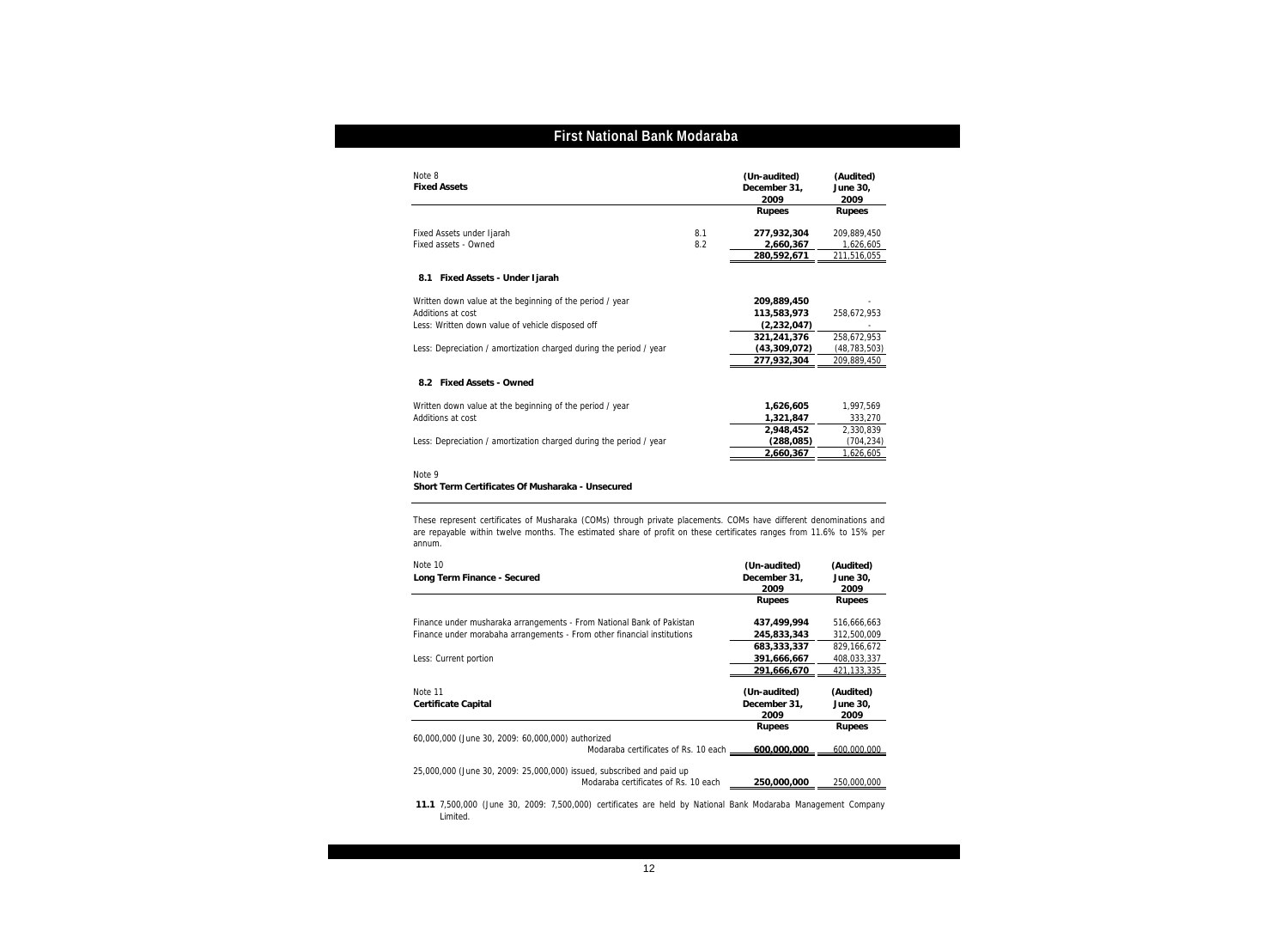## Note 8

### Fixed Assets

| | | (Un-audited) December 31, 2009 | (Audited) June 30, 2009 |
|---|---|---|---|
| | | **Rupees** | **Rupees** |
| Fixed Assets under Ijarah | 8.1 | **277,932,304** | 209,889,450 |
| Fixed assets - Owned | 8.2 | **2,660,367** | 1,626,605 |
| | | **280,592,671** | 211,516,055 |

### 8.1 Fixed Assets - Under Ijarah

| | | |
|---|---|---|
| Written down value at the beginning of the period / year | **209,889,450** | - |
| Additions at cost | **113,583,973** | 258,672,953 |
| Less: Written down value of vehicle disposed off | **(2,232,047)** | - |
| | **321,241,376** | 258,672,953 |
| Less: Depreciation / amortization charged during the period / year | **(43,309,072)** | (48,783,503) |
| | **277,932,304** | 209,889,450 |

### 8.2 Fixed Assets - Owned

| | | |
|---|---|---|
| Written down value at the beginning of the period / year | **1,626,605** | 1,997,569 |
| Additions at cost | **1,321,847** | 333,270 |
| | **2,948,452** | 2,330,839 |
| Less: Depreciation / amortization charged during the period / year | **(288,085)** | (704,234) |
| | **2,660,367** | 1,626,605 |

## Note 9

### Short Term Certificates Of Musharaka - Unsecured

These represent certificates of Musharaka (COMs) through private placements. COMs have different denominations and are repayable within twelve months. The estimated share of profit on these certificates ranges from 11.6% to 15% per annum.

## Note 10

### Long Term Finance - Secured

| | (Un-audited) December 31, 2009 | (Audited) June 30, 2009 |
|---|---|---|
| | **Rupees** | **Rupees** |
| Finance under musharaka arrangements - From National Bank of Pakistan | **437,499,994** | 516,666,663 |
| Finance under morabaha arrangements - From other financial institutions | **245,833,343** | 312,500,009 |
| | **683,333,337** | 829,166,672 |
| Less: Current portion | **391,666,667** | 408,033,337 |
| | **291,666,670** | 421,133,335 |

## Note 11

### Certificate Capital

| | (Un-audited) December 31, 2009 | (Audited) June 30, 2009 |
|---|---|---|
| | **Rupees** | **Rupees** |
| 60,000,000 (June 30, 2009: 60,000,000) authorized Modaraba certificates of Rs. 10 each | **600,000,000** | 600,000,000 |
| 25,000,000 (June 30, 2009: 25,000,000) issued, subscribed and paid up Modaraba certificates of Rs. 10 each | **250,000,000** | 250,000,000 |

**11.1** 7,500,000 (June 30, 2009: 7,500,000) certificates are held by National Bank Modaraba Management Company Limited.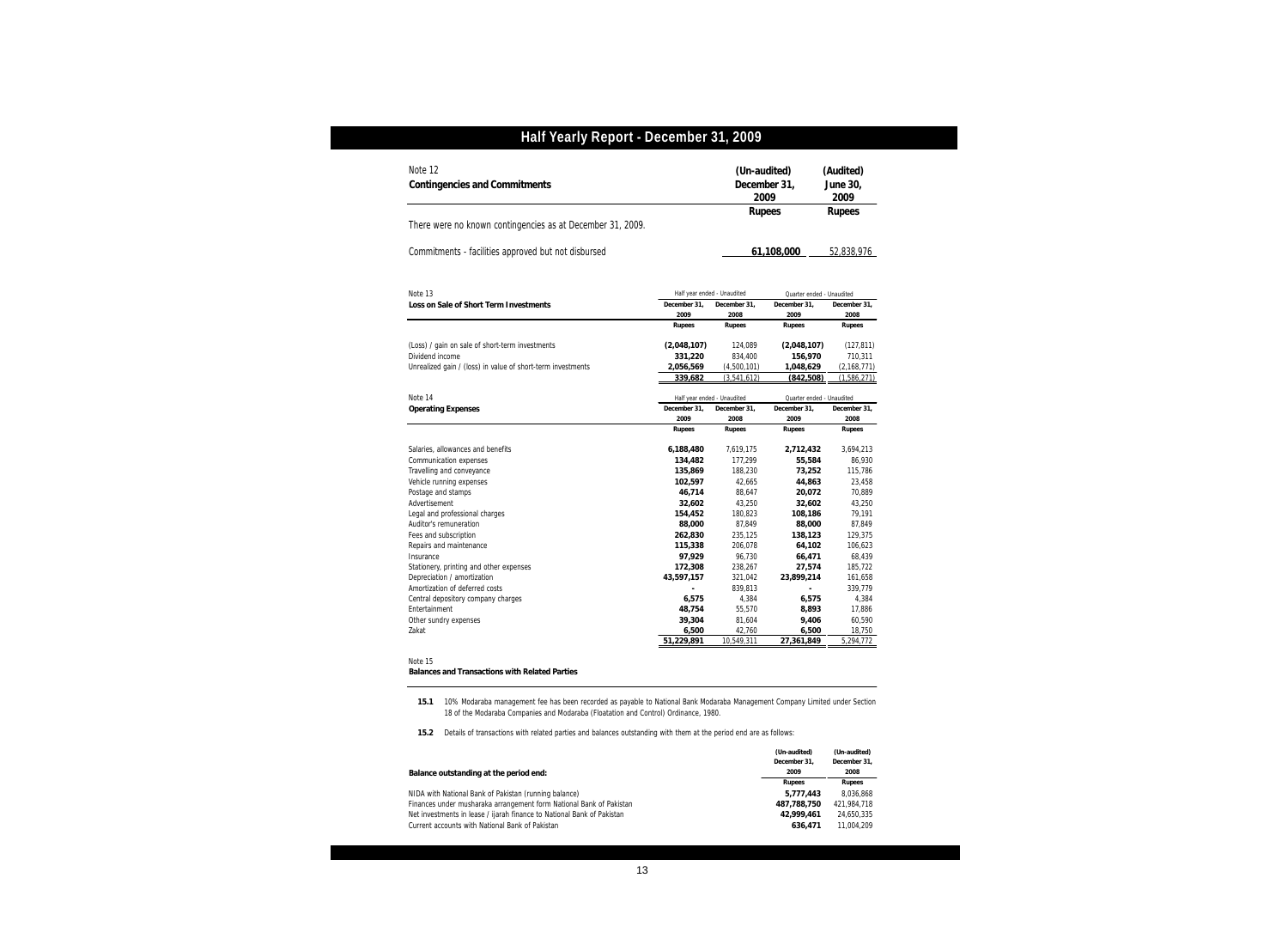Note 12

**Contingencies and Commitments**

| | (Un-audited) December 31, 2009 | (Audited) June 30, 2009 |
|---|---|---|
| | Rupees | Rupees |
| There were no known contingencies as at December 31, 2009. | | |
| Commitments - facilities approved but not disbursed | **61,108,000** | 52,838,976 |

Note 13

| **Loss on Sale of Short Term Investments** | Half year ended - Unaudited | | Quarter ended - Unaudited | |
|---|---|---|---|---|
| | December 31, 2009 | December 31, 2008 | December 31, 2009 | December 31, 2008 |
| | Rupees | Rupees | Rupees | Rupees |
| (Loss) / gain on sale of short-term investments | **(2,048,107)** | 124,089 | **(2,048,107)** | (127,811) |
| Dividend income | **331,220** | 834,400 | **156,970** | 710,311 |
| Unrealized gain / (loss) in value of short-term investments | **2,056,569** | (4,500,101) | **1,048,629** | (2,168,771) |
| | **339,682** | (3,541,612) | **(842,508)** | (1,586,271) |

Note 14

| **Operating Expenses** | Half year ended - Unaudited | | Quarter ended - Unaudited | |
|---|---|---|---|---|
| | December 31, 2009 | December 31, 2008 | December 31, 2009 | December 31, 2008 |
| | Rupees | Rupees | Rupees | Rupees |
| Salaries, allowances and benefits | **6,188,480** | 7,619,175 | **2,712,432** | 3,694,213 |
| Communication expenses | **134,482** | 177,299 | **55,584** | 86,930 |
| Travelling and conveyance | **135,869** | 188,230 | **73,252** | 115,786 |
| Vehicle running expenses | **102,597** | 42,665 | **44,863** | 23,458 |
| Postage and stamps | **46,714** | 88,647 | **20,072** | 70,889 |
| Advertisement | **32,602** | 43,250 | **32,602** | 43,250 |
| Legal and professional charges | **154,452** | 180,823 | **108,186** | 79,191 |
| Auditor's remuneration | **88,000** | 87,849 | **88,000** | 87,849 |
| Fees and subscription | **262,830** | 235,125 | **138,123** | 129,375 |
| Repairs and maintenance | **115,338** | 206,078 | **64,102** | 106,623 |
| Insurance | **97,929** | 96,730 | **66,471** | 68,439 |
| Stationery, printing and other expenses | **172,308** | 238,267 | **27,574** | 185,722 |
| Depreciation / amortization | **43,597,157** | 321,042 | **23,899,214** | 161,658 |
| Amortization of deferred costs | **-** | 839,813 | **-** | 339,779 |
| Central depository company charges | **6,575** | 4,384 | **6,575** | 4,384 |
| Entertainment | **48,754** | 55,570 | **8,893** | 17,886 |
| Other sundry expenses | **39,304** | 81,604 | **9,406** | 60,590 |
| Zakat | **6,500** | 42,760 | **6,500** | 18,750 |
| | **51,229,891** | 10,549,311 | **27,361,849** | 5,294,772 |

Note 15

**Balances and Transactions with Related Parties**

**15.1** 10% Modaraba management fee has been recorded as payable to National Bank Modaraba Management Company Limited under Section 18 of the Modaraba Companies and Modaraba (Floatation and Control) Ordinance, 1980.

**15.2** Details of transactions with related parties and balances outstanding with them at the period end are as follows:

| **Balance outstanding at the period end:** | (Un-audited) December 31, 2009 | (Un-audited) December 31, 2008 |
|---|---|---|
| | Rupees | Rupees |
| NIDA with National Bank of Pakistan (running balance) | **5,777,443** | 8,036,868 |
| Finances under musharaka arrangement form National Bank of Pakistan | **487,788,750** | 421,984,718 |
| Net investments in lease / ijarah finance to National Bank of Pakistan | **42,999,461** | 24,650,335 |
| Current accounts with National Bank of Pakistan | **636,471** | 11,004,209 |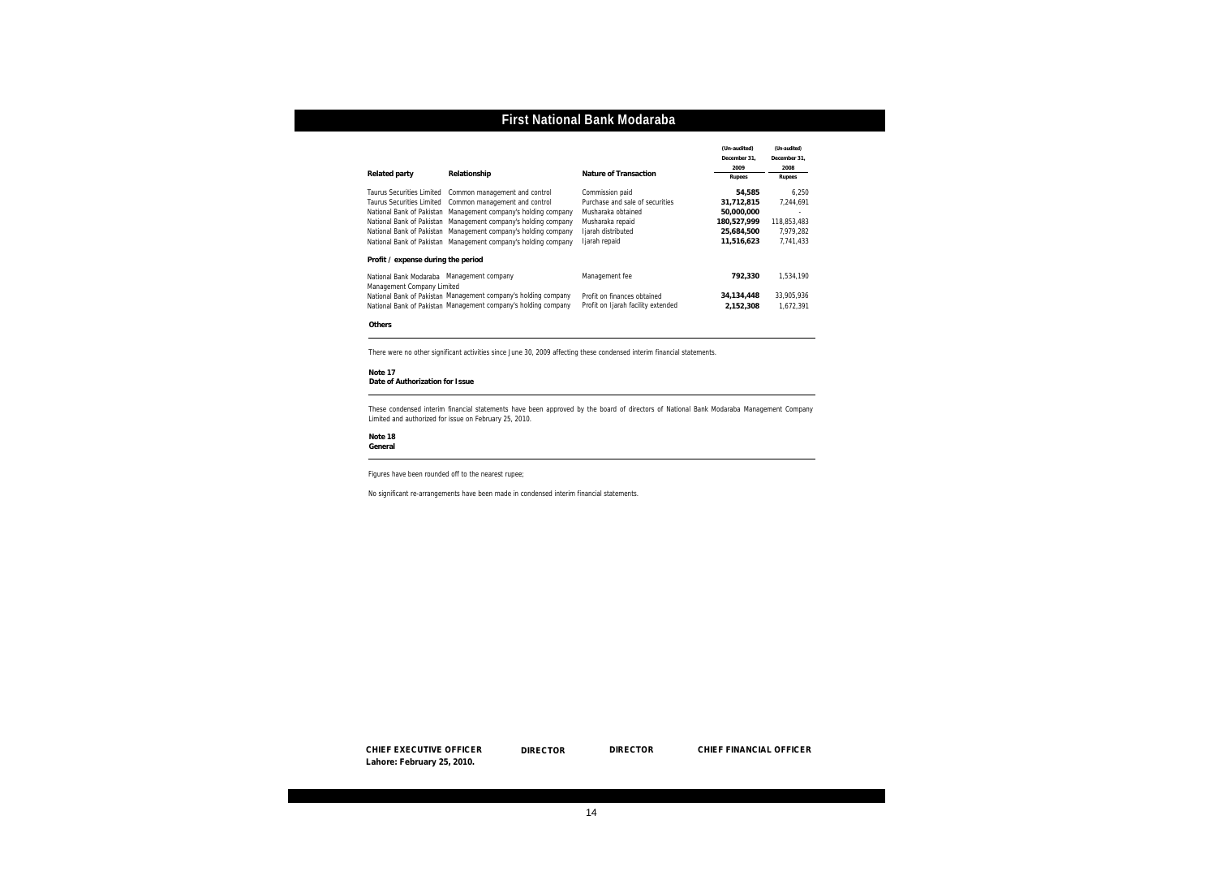# First National Bank Modaraba

| Related party | Relationship | Nature of Transaction | (Un-audited) December 31, 2009 Rupees | (Un-audited) December 31, 2008 Rupees |
|---|---|---|---|---|
| Taurus Securities Limited | Common management and control | Commission paid | **54,585** | 6,250 |
| Taurus Securities Limited | Common management and control | Purchase and sale of securities | **31,712,815** | 7,244,691 |
| National Bank of Pakistan | Management company's holding company | Musharaka obtained | **50,000,000** | - |
| National Bank of Pakistan | Management company's holding company | Musharaka repaid | **180,527,999** | 118,853,483 |
| National Bank of Pakistan | Management company's holding company | Ijarah distributed | **25,684,500** | 7,979,282 |
| National Bank of Pakistan | Management company's holding company | Ijarah repaid | **11,516,623** | 7,741,433 |
| **Profit / expense during the period** | | | | |
| National Bank Modaraba Management Company Limited | Management company | Management fee | **792,330** | 1,534,190 |
| National Bank of Pakistan | Management company's holding company | Profit on finances obtained | **34,134,448** | 33,905,936 |
| National Bank of Pakistan | Management company's holding company | Profit on Ijarah facility extended | **2,152,308** | 1,672,391 |

**Others**

There were no other significant activities since June 30, 2009 affecting these condensed interim financial statements.

**Note 17**
**Date of Authorization for Issue**

These condensed interim financial statements have been approved by the board of directors of National Bank Modaraba Management Company Limited and authorized for issue on February 25, 2010.

**Note 18**
**General**

Figures have been rounded off to the nearest rupee;

No significant re-arrangements have been made in condensed interim financial statements.

**CHIEF EXECUTIVE OFFICER** **DIRECTOR** **DIRECTOR** **CHIEF FINANCIAL OFFICER**

**Lahore: February 25, 2010.**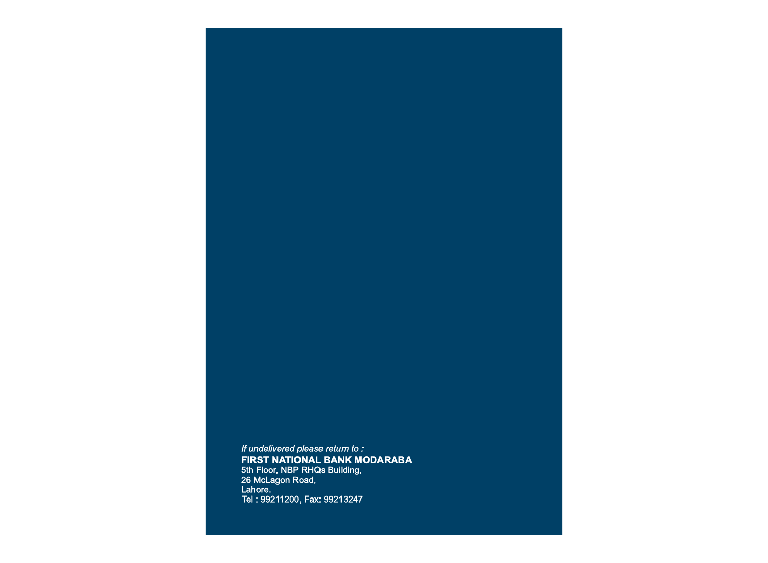*If undelivered please return to :*

**FIRST NATIONAL BANK MODARABA**

5th Floor, NBP RHQs Building,
26 McLagon Road,
Lahore.
Tel : 99211200, Fax: 99213247